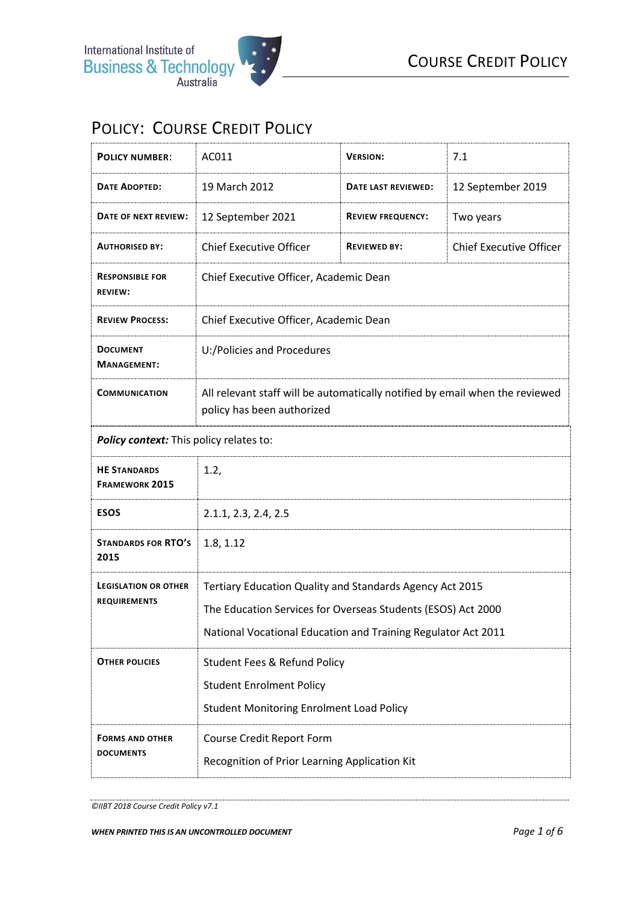# Policy: Course Credit Policy

| **Policy Number**: | AC011 | **Version:** | 7.1 |
|---|---|---|---|
| **Date Adopted:** | 19 March 2012 | **Date last reviewed:** | 12 September 2019 |
| **Date of next review:** | 12 September 2021 | **Review frequency:** | Two years |
| **Authorised by:** | Chief Executive Officer | **Reviewed by:** | Chief Executive Officer |
| **Responsible for review:** | Chief Executive Officer, Academic Dean | | |
| **Review Process:** | Chief Executive Officer, Academic Dean | | |
| **Document Management:** | U:/Policies and Procedures | | |
| **Communication** | All relevant staff will be automatically notified by email when the reviewed policy has been authorized | | |

***Policy context:*** This policy relates to:

| | |
|---|---|
| **HE Standards Framework 2015** | 1.2, |
| **ESOS** | 2.1.1, 2.3, 2.4, 2.5 |
| **Standards for RTO's 2015** | 1.8, 1.12 |
| **Legislation or other requirements** | Tertiary Education Quality and Standards Agency Act 2015<br>The Education Services for Overseas Students (ESOS) Act 2000<br>National Vocational Education and Training Regulator Act 2011 |
| **Other policies** | Student Fees & Refund Policy<br>Student Enrolment Policy<br>Student Monitoring Enrolment Load Policy |
| **Forms and other documents** | Course Credit Report Form<br>Recognition of Prior Learning Application Kit |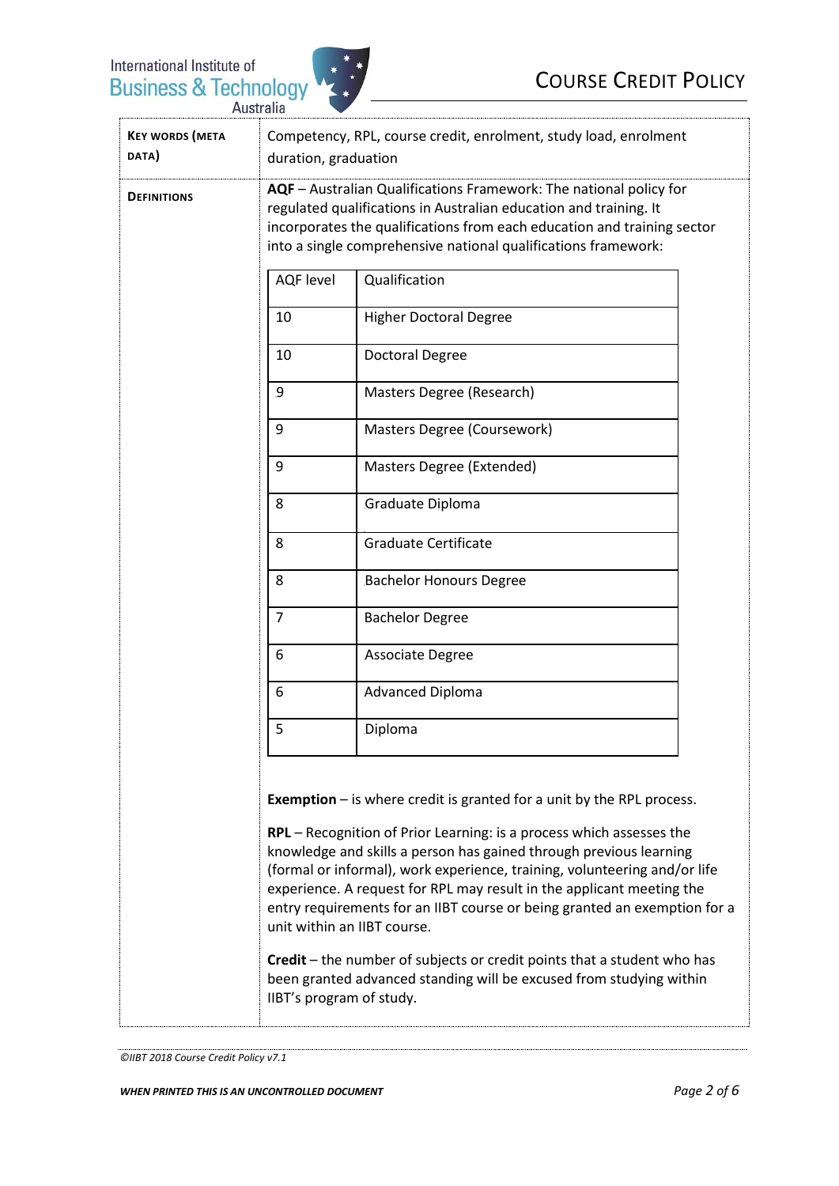**Key words (meta data)**: Competency, RPL, course credit, enrolment, study load, enrolment duration, graduation

**Definitions**

**AQF** – Australian Qualifications Framework: The national policy for regulated qualifications in Australian education and training. It incorporates the qualifications from each education and training sector into a single comprehensive national qualifications framework:

| AQF level | Qualification |
| --- | --- |
| 10 | Higher Doctoral Degree |
| 10 | Doctoral Degree |
| 9 | Masters Degree (Research) |
| 9 | Masters Degree (Coursework) |
| 9 | Masters Degree (Extended) |
| 8 | Graduate Diploma |
| 8 | Graduate Certificate |
| 8 | Bachelor Honours Degree |
| 7 | Bachelor Degree |
| 6 | Associate Degree |
| 6 | Advanced Diploma |
| 5 | Diploma |

**Exemption** – is where credit is granted for a unit by the RPL process.

**RPL** – Recognition of Prior Learning: is a process which assesses the knowledge and skills a person has gained through previous learning (formal or informal), work experience, training, volunteering and/or life experience. A request for RPL may result in the applicant meeting the entry requirements for an IIBT course or being granted an exemption for a unit within an IIBT course.

**Credit** – the number of subjects or credit points that a student who has been granted advanced standing will be excused from studying within IIBT's program of study.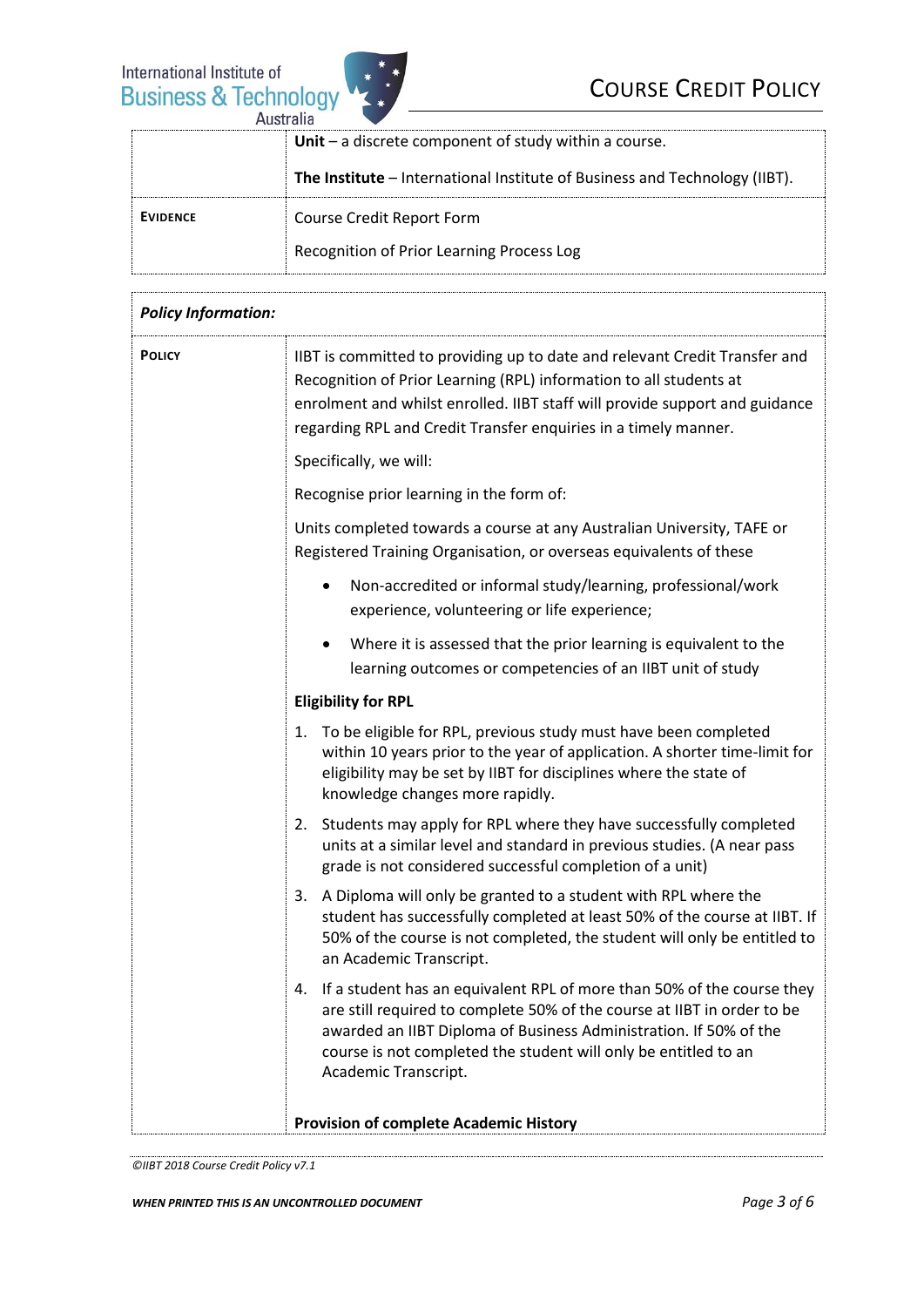| | |
|---|---|
| | **Unit** – a discrete component of study within a course. |
| | **The Institute** – International Institute of Business and Technology (IIBT). |
| **EVIDENCE** | Course Credit Report Form<br><br>Recognition of Prior Learning Process Log |

***Policy Information:***

**POLICY**

IIBT is committed to providing up to date and relevant Credit Transfer and Recognition of Prior Learning (RPL) information to all students at enrolment and whilst enrolled. IIBT staff will provide support and guidance regarding RPL and Credit Transfer enquiries in a timely manner.

Specifically, we will:

Recognise prior learning in the form of:

Units completed towards a course at any Australian University, TAFE or Registered Training Organisation, or overseas equivalents of these

- Non-accredited or informal study/learning, professional/work experience, volunteering or life experience;
- Where it is assessed that the prior learning is equivalent to the learning outcomes or competencies of an IIBT unit of study

**Eligibility for RPL**

1. To be eligible for RPL, previous study must have been completed within 10 years prior to the year of application. A shorter time-limit for eligibility may be set by IIBT for disciplines where the state of knowledge changes more rapidly.
2. Students may apply for RPL where they have successfully completed units at a similar level and standard in previous studies. (A near pass grade is not considered successful completion of a unit)
3. A Diploma will only be granted to a student with RPL where the student has successfully completed at least 50% of the course at IIBT. If 50% of the course is not completed, the student will only be entitled to an Academic Transcript.
4. If a student has an equivalent RPL of more than 50% of the course they are still required to complete 50% of the course at IIBT in order to be awarded an IIBT Diploma of Business Administration. If 50% of the course is not completed the student will only be entitled to an Academic Transcript.

**Provision of complete Academic History**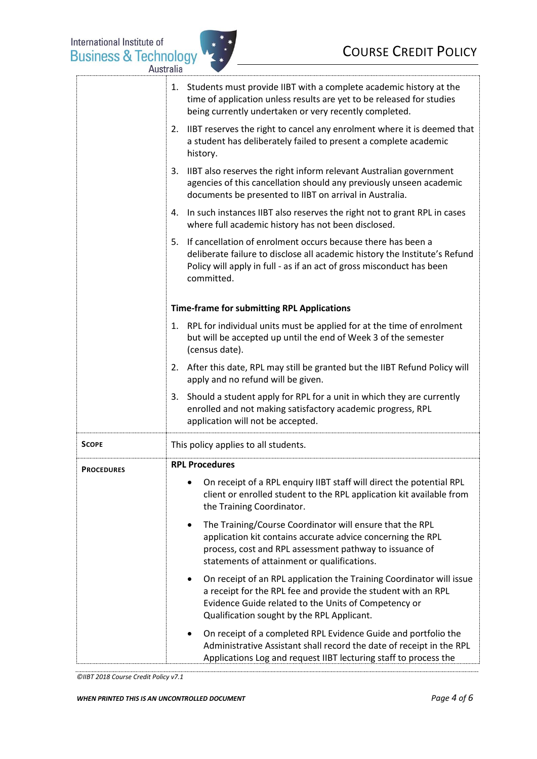| | |
|---|---|
| | 1. Students must provide IIBT with a complete academic history at the time of application unless results are yet to be released for studies being currently undertaken or very recently completed.<br>2. IIBT reserves the right to cancel any enrolment where it is deemed that a student has deliberately failed to present a complete academic history.<br>3. IIBT also reserves the right inform relevant Australian government agencies of this cancellation should any previously unseen academic documents be presented to IIBT on arrival in Australia.<br>4. In such instances IIBT also reserves the right not to grant RPL in cases where full academic history has not been disclosed.<br>5. If cancellation of enrolment occurs because there has been a deliberate failure to disclose all academic history the Institute's Refund Policy will apply in full - as if an act of gross misconduct has been committed.<br><br>**Time-frame for submitting RPL Applications**<br>1. RPL for individual units must be applied for at the time of enrolment but will be accepted up until the end of Week 3 of the semester (census date).<br>2. After this date, RPL may still be granted but the IIBT Refund Policy will apply and no refund will be given.<br>3. Should a student apply for RPL for a unit in which they are currently enrolled and not making satisfactory academic progress, RPL application will not be accepted. |
| **SCOPE** | This policy applies to all students. |
| **PROCEDURES** | **RPL Procedures**<br>• On receipt of a RPL enquiry IIBT staff will direct the potential RPL client or enrolled student to the RPL application kit available from the Training Coordinator.<br>• The Training/Course Coordinator will ensure that the RPL application kit contains accurate advice concerning the RPL process, cost and RPL assessment pathway to issuance of statements of attainment or qualifications.<br>• On receipt of an RPL application the Training Coordinator will issue a receipt for the RPL fee and provide the student with an RPL Evidence Guide related to the Units of Competency or Qualification sought by the RPL Applicant.<br>• On receipt of a completed RPL Evidence Guide and portfolio the Administrative Assistant shall record the date of receipt in the RPL Applications Log and request IIBT lecturing staff to process the |

*©IIBT 2018 Course Credit Policy v7.1*

***WHEN PRINTED THIS IS AN UNCONTROLLED DOCUMENT***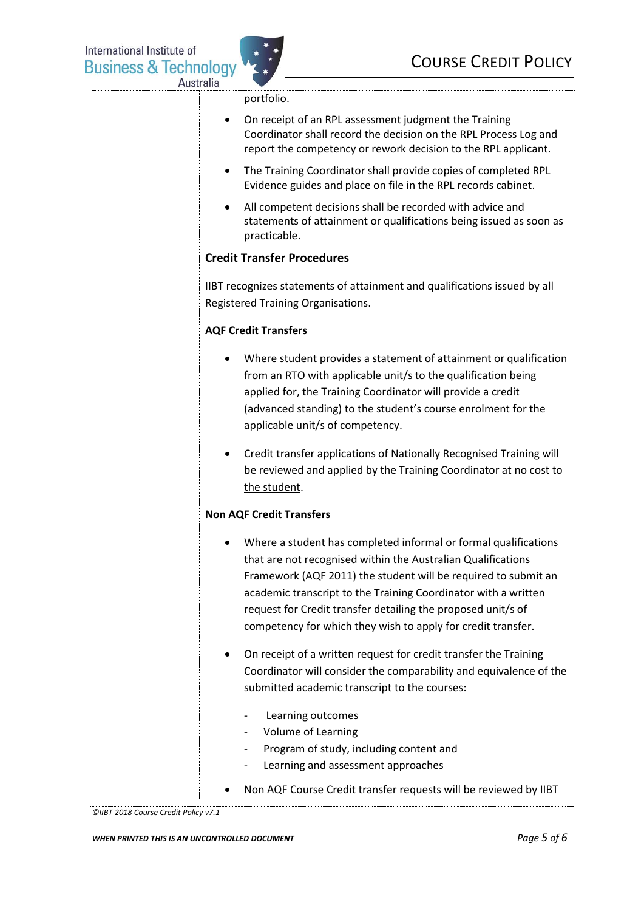portfolio.

- On receipt of an RPL assessment judgment the Training Coordinator shall record the decision on the RPL Process Log and report the competency or rework decision to the RPL applicant.
- The Training Coordinator shall provide copies of completed RPL Evidence guides and place on file in the RPL records cabinet.
- All competent decisions shall be recorded with advice and statements of attainment or qualifications being issued as soon as practicable.

**Credit Transfer Procedures**

IIBT recognizes statements of attainment and qualifications issued by all Registered Training Organisations.

**AQF Credit Transfers**

- Where student provides a statement of attainment or qualification from an RTO with applicable unit/s to the qualification being applied for, the Training Coordinator will provide a credit (advanced standing) to the student's course enrolment for the applicable unit/s of competency.
- Credit transfer applications of Nationally Recognised Training will be reviewed and applied by the Training Coordinator at no cost to the student.

**Non AQF Credit Transfers**

- Where a student has completed informal or formal qualifications that are not recognised within the Australian Qualifications Framework (AQF 2011) the student will be required to submit an academic transcript to the Training Coordinator with a written request for Credit transfer detailing the proposed unit/s of competency for which they wish to apply for credit transfer.
- On receipt of a written request for credit transfer the Training Coordinator will consider the comparability and equivalence of the submitted academic transcript to the courses:
  - Learning outcomes
  - Volume of Learning
  - Program of study, including content and
  - Learning and assessment approaches
- Non AQF Course Credit transfer requests will be reviewed by IIBT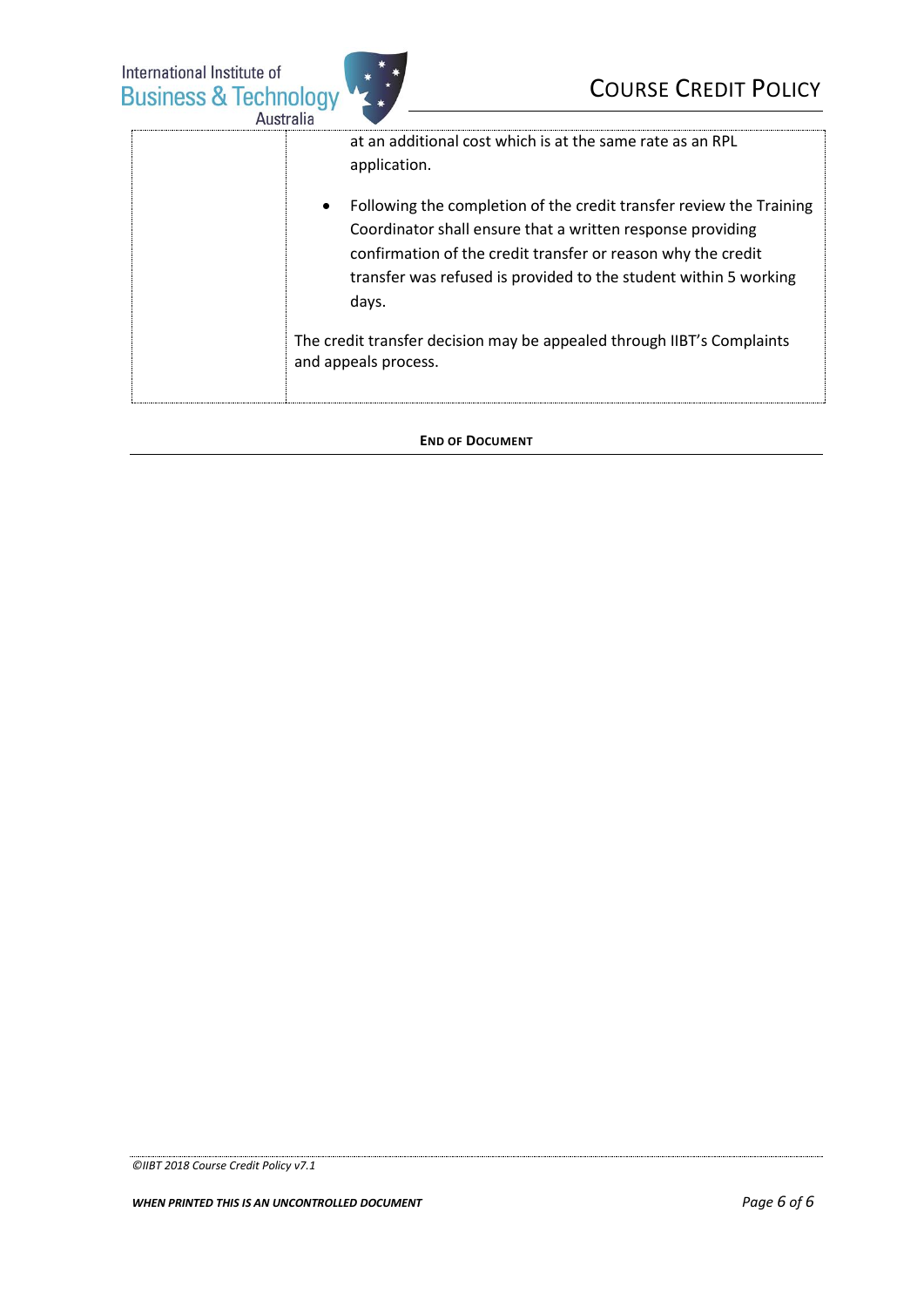| | |
|---|---|
| | at an additional cost which is at the same rate as an RPL application.<br><br>• Following the completion of the credit transfer review the Training Coordinator shall ensure that a written response providing confirmation of the credit transfer or reason why the credit transfer was refused is provided to the student within 5 working days.<br><br>The credit transfer decision may be appealed through IIBT's Complaints and appeals process. |

**END OF DOCUMENT**